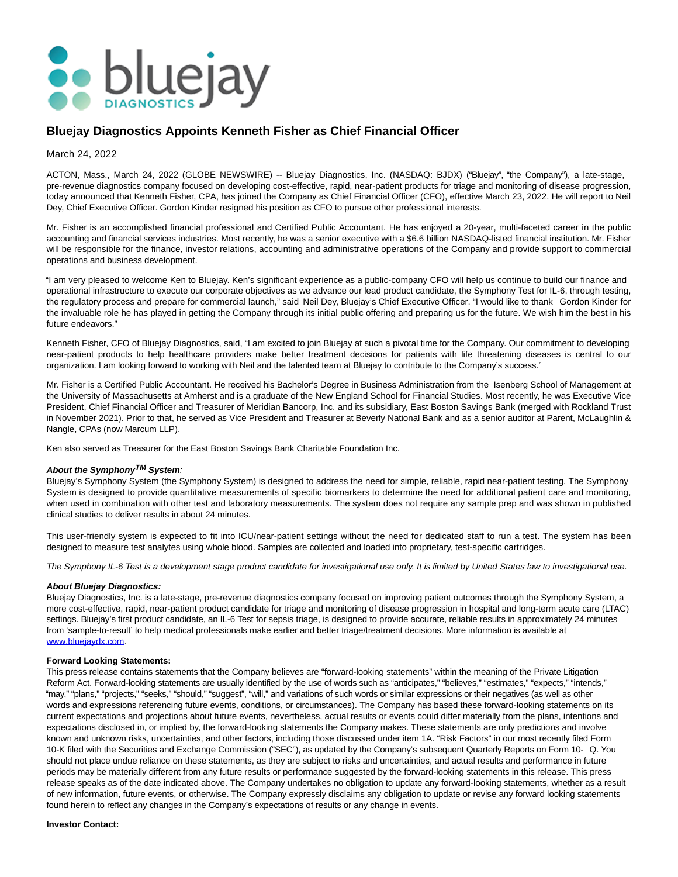# Bluejay Diagnostics Appoints Kenneth Fisher as Chief Financial Officer

March 24, 2022

ACTON, Mass., March 24, 2022 (GLOBE NEWSWIRE) -- Bluejay Diagnostics, Inc. (NASDAQ: BJDX) ("Bluejay", "the Company"), a late-stage, pre-revenue diagnostics company focused on developing cost-effective, rapid, near-patient products for triage and monitoring of disease progression, today announced that Kenneth Fisher, CPA, has joined the Company as Chief Financial Officer (CFO), effective March 23, 2022. He will report to Neil Dey, Chief Executive Officer. Gordon Kinder resigned his position as CFO to pursue other professional interests.

Mr. Fisher is an accomplished financial professional and Certified Public Accountant. He has enjoyed a 20-year, multi-faceted career in the public accounting and financial services industries. Most recently, he was a senior executive with a $6.6 billion NASDAQ-listed financial institution. Mr. Fisher will be responsible for the finance, investor relations, accounting and administrative operations of the Company and provide support to commercial operations and business development.

"I am very pleased to welcome Ken to Bluejay. Ken's significant experience as a public-company CFO will help us continue to build our finance and operational infrastructure to execute our corporate objectives as we advance our lead product candidate, the Symphony Test for IL-6, through testing, the regulatory process and prepare for commercial launch," said Neil Dey, Bluejay's Chief Executive Officer. "I would like to thank Gordon Kinder for the invaluable role he has played in getting the Company through its initial public offering and preparing us for the future. We wish him the best in his future endeavors."

Kenneth Fisher, CFO of Bluejay Diagnostics, said, "I am excited to join Bluejay at such a pivotal time for the Company. Our commitment to developing near-patient products to help healthcare providers make better treatment decisions for patients with life threatening diseases is central to our organization. I am looking forward to working with Neil and the talented team at Bluejay to contribute to the Company's success."

Mr. Fisher is a Certified Public Accountant. He received his Bachelor's Degree in Business Administration from the Isenberg School of Management at the University of Massachusetts at Amherst and is a graduate of the New England School for Financial Studies. Most recently, he was Executive Vice President, Chief Financial Officer and Treasurer of Meridian Bancorp, Inc. and its subsidiary, East Boston Savings Bank (merged with Rockland Trust in November 2021). Prior to that, he served as Vice President and Treasurer at Beverly National Bank and as a senior auditor at Parent, McLaughlin & Nangle, CPAs (now Marcum LLP).

Ken also served as Treasurer for the East Boston Savings Bank Charitable Foundation Inc.

***About the Symphony$^{TM}$ System:***

Bluejay's Symphony System (the Symphony System) is designed to address the need for simple, reliable, rapid near-patient testing. The Symphony System is designed to provide quantitative measurements of specific biomarkers to determine the need for additional patient care and monitoring, when used in combination with other test and laboratory measurements. The system does not require any sample prep and was shown in published clinical studies to deliver results in about 24 minutes.

This user-friendly system is expected to fit into ICU/near-patient settings without the need for dedicated staff to run a test. The system has been designed to measure test analytes using whole blood. Samples are collected and loaded into proprietary, test-specific cartridges.

*The Symphony IL-6 Test is a development stage product candidate for investigational use only. It is limited by United States law to investigational use.*

***About Bluejay Diagnostics:***

Bluejay Diagnostics, Inc. is a late-stage, pre-revenue diagnostics company focused on improving patient outcomes through the Symphony System, a more cost-effective, rapid, near-patient product candidate for triage and monitoring of disease progression in hospital and long-term acute care (LTAC) settings. Bluejay's first product candidate, an IL-6 Test for sepsis triage, is designed to provide accurate, reliable results in approximately 24 minutes from 'sample-to-result' to help medical professionals make earlier and better triage/treatment decisions. More information is available at [www.bluejaydx.com](www.bluejaydx.com).

**Forward Looking Statements:**

This press release contains statements that the Company believes are "forward-looking statements" within the meaning of the Private Litigation Reform Act. Forward-looking statements are usually identified by the use of words such as "anticipates," "believes," "estimates," "expects," "intends," "may," "plans," "projects," "seeks," "should," "suggest", "will," and variations of such words or similar expressions or their negatives (as well as other words and expressions referencing future events, conditions, or circumstances). The Company has based these forward-looking statements on its current expectations and projections about future events, nevertheless, actual results or events could differ materially from the plans, intentions and expectations disclosed in, or implied by, the forward-looking statements the Company makes. These statements are only predictions and involve known and unknown risks, uncertainties, and other factors, including those discussed under item 1A. "Risk Factors" in our most recently filed Form 10-K filed with the Securities and Exchange Commission ("SEC"), as updated by the Company's subsequent Quarterly Reports on Form 10- Q. You should not place undue reliance on these statements, as they are subject to risks and uncertainties, and actual results and performance in future periods may be materially different from any future results or performance suggested by the forward-looking statements in this release. This press release speaks as of the date indicated above. The Company undertakes no obligation to update any forward-looking statements, whether as a result of new information, future events, or otherwise. The Company expressly disclaims any obligation to update or revise any forward looking statements found herein to reflect any changes in the Company's expectations of results or any change in events.

**Investor Contact:**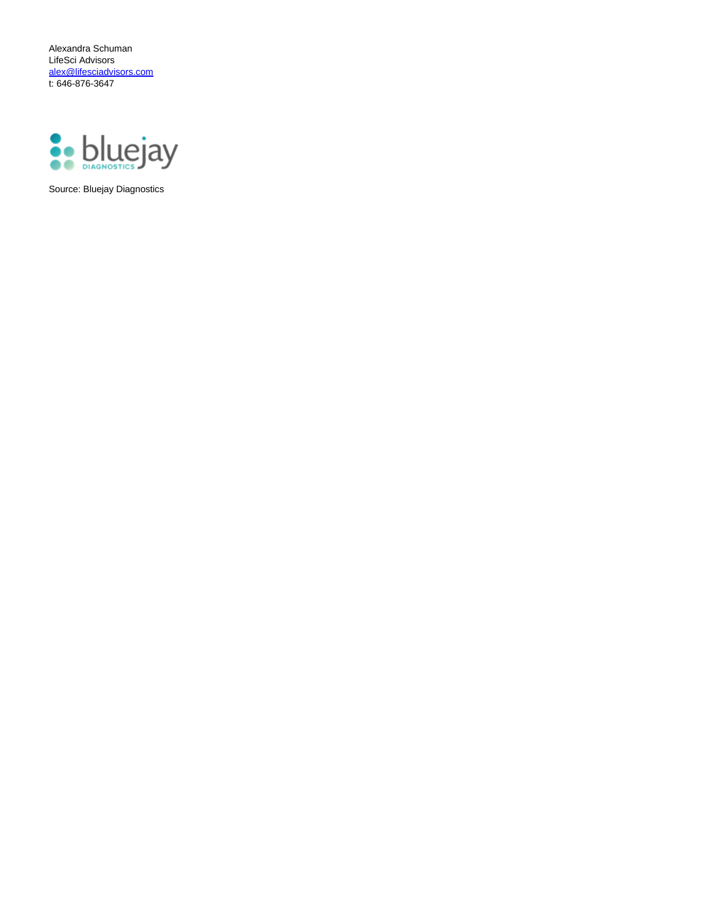Alexandra Schuman
LifeSci Advisors
alex@lifesciadvisors.com
t: 646-876-3647

Source: Bluejay Diagnostics